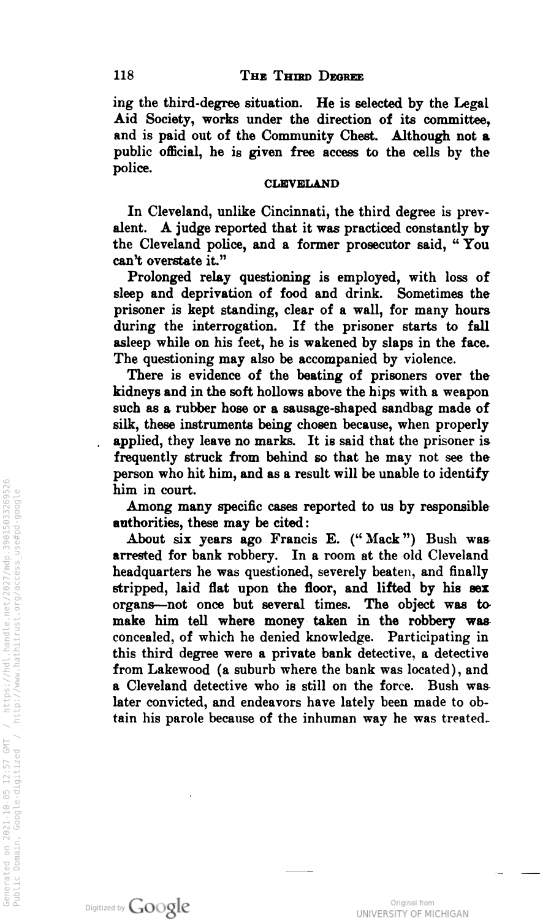ing the third-degree situation. He is selected by the Legal Aid Society, works under the direction of its committee, and is paid out of the Community Chest. Although not a public official, he is given free access to the cells by the police.

## CLEVELAND

In Cleveland, unlike Cincinnati, the third degree is prevalent. A judge reported that it was practiced constantly by the Cleveland police, and a former prosecutor said, "You can't overstate it."

Prolonged relay questioning is employed, with loss of sleep and deprivation of food and drink. Sometimes the prisoner is kept standing, clear of a wall, for many hours during the interrogation. If the prisoner starts to fall asleep while on his feet, he is wakened by slaps in the face. The questioning may also be accompanied by violence.

There is evidence of the beating of prisoners over the kidneys and in the soft hollows above the hips with a weapon such as a rubber hose or a sausage-shaped sandbag made of silk, these instruments being chosen because, when properly applied, they leave no marks. It is said that the prisoner is frequently struck from behind so that he may not see the person who hit him, and as a result will be unable to identify him in court.

Among many specific cases reported to us by responsible authorities, these may be cited:

About six years ago Francis E. ("Mack") Bush was arrested for bank robbery. In a room at the old Cleveland headquarters he was questioned, severely beaten, and finally stripped, laid flat upon the floor, and lifted by his sex organs—not once but several times. The object was to make him tell where money taken in the robbery was concealed, of which he denied knowledge. Participating in this third degree were a private bank detective, a detective from Lakewood (a suburb where the bank was located), and a Cleveland detective who is still on the force. Bush was later convicted, and endeavors have lately been made to obtain his parole because of the inhuman way he was treated.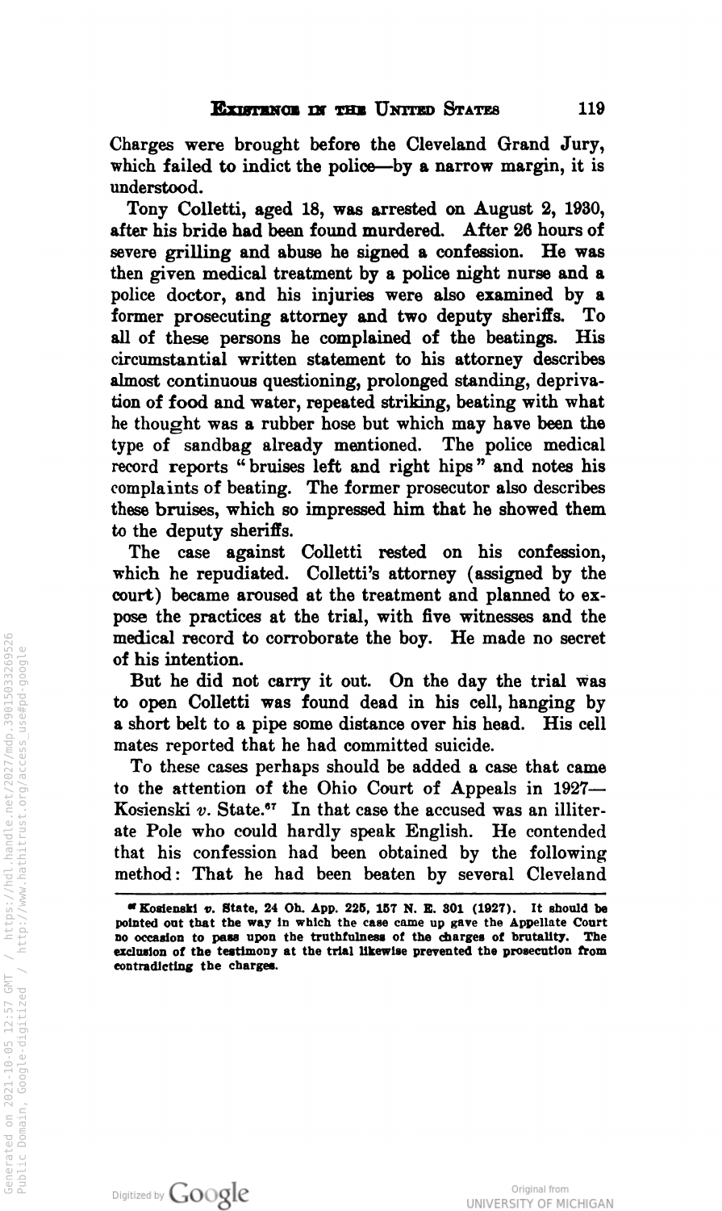Charges were brought before the Cleveland Grand Jury, which failed to indict the police—by a narrow margin, it is understood.

Tony Colletti, aged 18, was arrested on August 2, 1930, after his bride had been found murdered. After 26 hours of severe grilling and abuse he signed a confession. He was then given medical treatment by a police night nurse and a police doctor, and his injuries were also examined by a former prosecuting attorney and two deputy sheriffs. To all of these persons he complained of the beatings. His circumstantial written statement to his attorney describes almost continuous questioning, prolonged standing, deprivation of food and water, repeated striking, beating with what he thought was a rubber hose but which may have been the type of sandbag already mentioned. The police medical record reports "bruises left and right hips" and notes his complaints of beating. The former prosecutor also describes these bruises, which so impressed him that he showed them to the deputy sheriffs.

The case against Colletti rested on his confession, which he repudiated. Colletti's attorney (assigned by the court) became aroused at the treatment and planned to expose the practices at the trial, with five witnesses and the medical record to corroborate the boy. He made no secret of his intention.

But he did not carry it out. On the day the trial was to open Colletti was found dead in his cell, hanging by a short belt to a pipe some distance over his head. His cell mates reported that he had committed suicide.

To these cases perhaps should be added a case that came to the attention of the Ohio Court of Appeals in 1927—Kosienski *v.* State.[67] In that case the accused was an illiterate Pole who could hardly speak English. He contended that his confession had been obtained by the following method: That he had been beaten by several Cleveland

---

[67] Kosienski *v.* State, 24 Oh. App. 225, 157 N. E. 301 (1927). It should be pointed out that the way in which the case came up gave the Appellate Court no occasion to pass upon the truthfulness of the charges of brutality. The exclusion of the testimony at the trial likewise prevented the prosecution from contradicting the charges.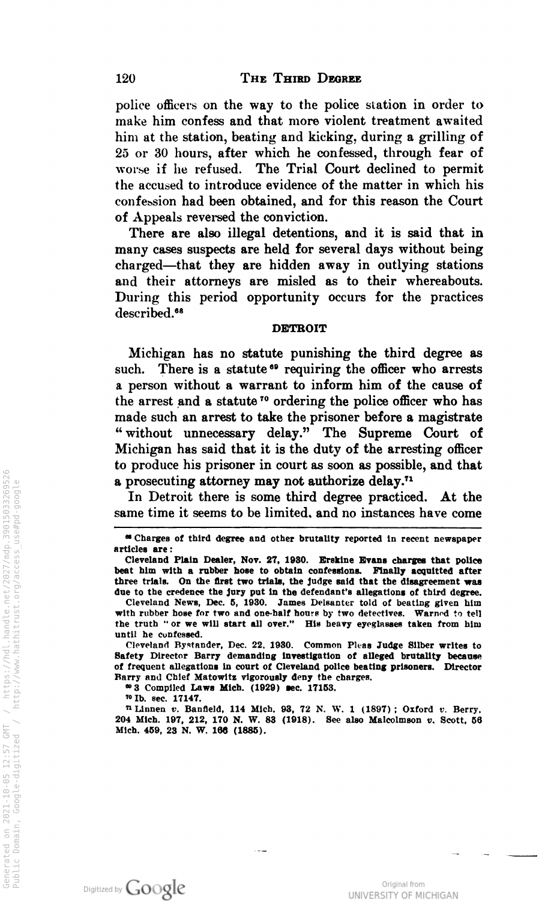police officers on the way to the police station in order to make him confess and that more violent treatment awaited him at the station, beating and kicking, during a grilling of 25 or 30 hours, after which he confessed, through fear of worse if he refused. The Trial Court declined to permit the accused to introduce evidence of the matter in which his confession had been obtained, and for this reason the Court of Appeals reversed the conviction.

There are also illegal detentions, and it is said that in many cases suspects are held for several days without being charged—that they are hidden away in outlying stations and their attorneys are misled as to their whereabouts. During this period opportunity occurs for the practices described.[68]

## DETROIT

Michigan has no statute punishing the third degree as such. There is a statute[69] requiring the officer who arrests a person without a warrant to inform him of the cause of the arrest and a statute[70] ordering the police officer who has made such an arrest to take the prisoner before a magistrate "without unnecessary delay." The Supreme Court of Michigan has said that it is the duty of the arresting officer to produce his prisoner in court as soon as possible, and that a prosecuting attorney may not authorize delay.[71]

In Detroit there is some third degree practiced. At the same time it seems to be limited, and no instances have come

---

[68] Charges of third degree and other brutality reported in recent newspaper articles are:

**Cleveland Plain Dealer, Nov. 27, 1930. Erskine Evans charges that police beat him with a rubber hose to obtain confessions. Finally acquitted after three trials. On the first two trials, the judge said that the disagreement was due to the credence the jury put in the defendant's allegations of third degree.**

Cleveland News, Dec. 5, 1930. James Delsanter told of beating given him with rubber hose for two and one-half hours by two detectives. Warned to tell the truth "or we will start all over." His heavy eyeglasses taken from him until he confessed.

Cleveland Bystander, Dec. 22, 1930. Common Pleas Judge Silber writes to Safety Director Barry demanding investigation of alleged brutality because of frequent allegations in court of Cleveland police beating prisoners. Director Barry and Chief Matowitz vigorously deny the charges.

[69] 3 Compiled Laws Mich. (1929) sec. 17153.

[70] Ib. sec. 17147.

[71] Linnen *v.* Banfield, 114 Mich. 93, 72 N. W. 1 (1897); Oxford *v.* Berry, 204 Mich. 197, 212, 170 N. W. 83 (1918). See also Malcolmson *v.* Scott, 56 Mich. 459, 23 N. W. 166 (1885).